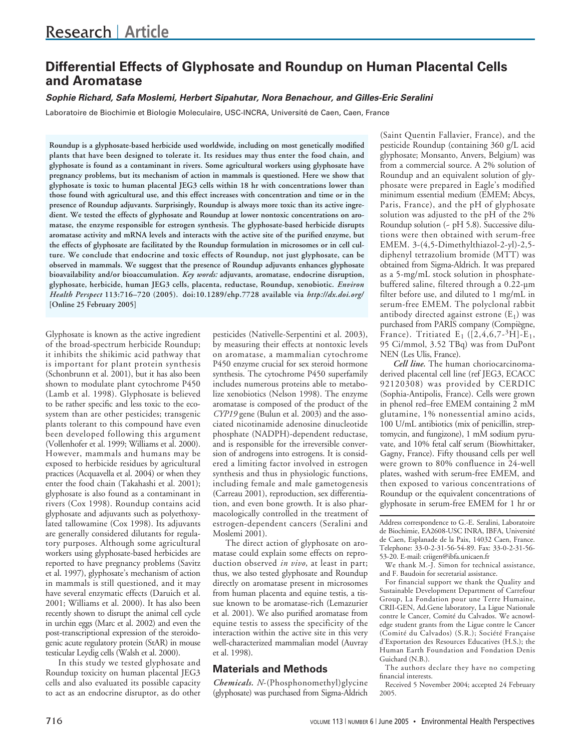Research | Article

# Differential Effects of Glyphosate and Roundup on Human Placental Cells and Aromatase

***Sophie Richard, Safa Moslemi, Herbert Sipahutar, Nora Benachour, and Gilles-Eric Seralini***

Laboratoire de Biochimie et Biologie Moleculaire, USC-INCRA, Université de Caen, Caen, France

**Roundup is a glyphosate-based herbicide used worldwide, including on most genetically modified plants that have been designed to tolerate it. Its residues may thus enter the food chain, and glyphosate is found as a contaminant in rivers. Some agricultural workers using glyphosate have pregnancy problems, but its mechanism of action in mammals is questioned. Here we show that glyphosate is toxic to human placental JEG3 cells within 18 hr with concentrations lower than those found with agricultural use, and this effect increases with concentration and time or in the presence of Roundup adjuvants. Surprisingly, Roundup is always more toxic than its active ingredient. We tested the effects of glyphosate and Roundup at lower nontoxic concentrations on aromatase, the enzyme responsible for estrogen synthesis. The glyphosate-based herbicide disrupts aromatase activity and mRNA levels and interacts with the active site of the purified enzyme, but the effects of glyphosate are facilitated by the Roundup formulation in microsomes or in cell culture. We conclude that endocrine and toxic effects of Roundup, not just glyphosate, can be observed in mammals. We suggest that the presence of Roundup adjuvants enhances glyphosate bioavailability and/or bioaccumulation. *Key words:* adjuvants, aromatase, endocrine disruption, glyphosate, herbicide, human JEG3 cells, placenta, reductase, Roundup, xenobiotic. *Environ Health Perspect* 113:716–720 (2005). doi:10.1289/ehp.7728 available via *http://dx.doi.org/* [Online 25 February 2005]**

Glyphosate is known as the active ingredient of the broad-spectrum herbicide Roundup; it inhibits the shikimic acid pathway that is important for plant protein synthesis (Schonbrunn et al. 2001), but it has also been shown to modulate plant cytochrome P450 (Lamb et al. 1998). Glyphosate is believed to be rather specific and less toxic to the ecosystem than are other pesticides; transgenic plants tolerant to this compound have even been developed following this argument (Vollenhofer et al. 1999; Williams et al. 2000). However, mammals and humans may be exposed to herbicide residues by agricultural practices (Acquavella et al. 2004) or when they enter the food chain (Takahashi et al. 2001); glyphosate is also found as a contaminant in rivers (Cox 1998). Roundup contains acid glyphosate and adjuvants such as polyethoxylated tallowamine (Cox 1998). Its adjuvants are generally considered dilutants for regulatory purposes. Although some agricultural workers using glyphosate-based herbicides are reported to have pregnancy problems (Savitz et al. 1997), glyphosate's mechanism of action in mammals is still questioned, and it may have several enzymatic effects (Daruich et al. 2001; Williams et al. 2000). It has also been recently shown to disrupt the animal cell cycle in urchin eggs (Marc et al. 2002) and even the post-transcriptional expression of the steroidogenic acute regulatory protein (StAR) in mouse testicular Leydig cells (Walsh et al. 2000).

In this study we tested glyphosate and Roundup toxicity on human placental JEG3 cells and also evaluated its possible capacity to act as an endocrine disruptor, as do other pesticides (Nativelle-Serpentini et al. 2003), by measuring their effects at nontoxic levels on aromatase, a mammalian cytochrome P450 enzyme crucial for sex steroid hormone synthesis. The cytochrome P450 superfamily includes numerous proteins able to metabolize xenobiotics (Nelson 1998). The enzyme aromatase is composed of the product of the *CYP19* gene (Bulun et al. 2003) and the associated nicotinamide adenosine dinucleotide phosphate (NADPH)-dependent reductase, and is responsible for the irreversible conversion of androgens into estrogens. It is considered a limiting factor involved in estrogen synthesis and thus in physiologic functions, including female and male gametogenesis (Carreau 2001), reproduction, sex differentiation, and even bone growth. It is also pharmacologically controlled in the treatment of estrogen-dependent cancers (Seralini and Moslemi 2001).

The direct action of glyphosate on aromatase could explain some effects on reproduction observed *in vivo*, at least in part; thus, we also tested glyphosate and Roundup directly on aromatase present in microsomes from human placenta and equine testis, a tissue known to be aromatase-rich (Lemazurier et al. 2001). We also purified aromatase from equine testis to assess the specificity of the interaction within the active site in this very well-characterized mammalian model (Auvray et al. 1998).

## Materials and Methods

***Chemicals.*** *N*-(Phosphonomethyl)glycine (glyphosate) was purchased from Sigma-Aldrich (Saint Quentin Fallavier, France), and the pesticide Roundup (containing 360 g/L acid glyphosate; Monsanto, Anvers, Belgium) was from a commercial source. A 2% solution of Roundup and an equivalent solution of glyphosate were prepared in Eagle's modified minimum essential medium (EMEM; Abcys, Paris, France), and the pH of glyphosate solution was adjusted to the pH of the 2% Roundup solution (~ pH 5.8). Successive dilutions were then obtained with serum-free EMEM. 3-(4,5-Dimethylthiazol-2-yl)-2,5-diphenyl tetrazolium bromide (MTT) was obtained from Sigma-Aldrich. It was prepared as a 5-mg/mL stock solution in phosphate-buffered saline, filtered through a 0.22-μm filter before use, and diluted to 1 mg/mL in serum-free EMEM. The polyclonal rabbit antibody directed against estrone ($E_1$) was purchased from PARIS company (Compiègne, France). Tritiated $E_1$ ([2,4,6,7-$^3$H]-$E_1$, 95 Ci/mmol, 3.52 TBq) was from DuPont NEN (Les Ulis, France).

***Cell line.*** The human choriocarcinoma-derived placental cell line (ref JEG3, ECACC 92120308) was provided by CERDIC (Sophia-Antipolis, France). Cells were grown in phenol red–free EMEM containing 2 mM glutamine, 1% nonessential amino acids, 100 U/mL antibiotics (mix of penicillin, streptomycin, and fungizone), 1 mM sodium pyruvate, and 10% fetal calf serum (Biowhittaker, Gagny, France). Fifty thousand cells per well were grown to 80% confluence in 24-well plates, washed with serum-free EMEM, and then exposed to various concentrations of Roundup or the equivalent concentrations of glyphosate in serum-free EMEM for 1 hr or

Address correspondence to G.-E. Seralini, Laboratoire de Biochimie, EA2608-USC INRA, IBFA, Université de Caen, Esplanade de la Paix, 14032 Caen, France. Telephone: 33-0-2-31-56-54-89. Fax: 33-0-2-31-56-53-20. E-mail: criigen@ibfa.unicaen.fr

We thank M.-J. Simon for technical assistance, and F. Baudoin for secretarial assistance.

For financial support we thank the Quality and Sustainable Development Department of Carrefour Group, La Fondation pour une Terre Humaine, CRII-GEN, Ad.Gene laboratory, La Ligue Nationale contre le Cancer, Comité du Calvados. We acnowledge student grants from the Ligue contre le Cancer (Comité du Calvados) (S.R.); Société Française d'Exportation des Resources Educatives (H.S.); the Human Earth Foundation and Fondation Denis Guichard (N.B.).

The authors declare they have no competing financial interests.

Received 5 November 2004; accepted 24 February 2005.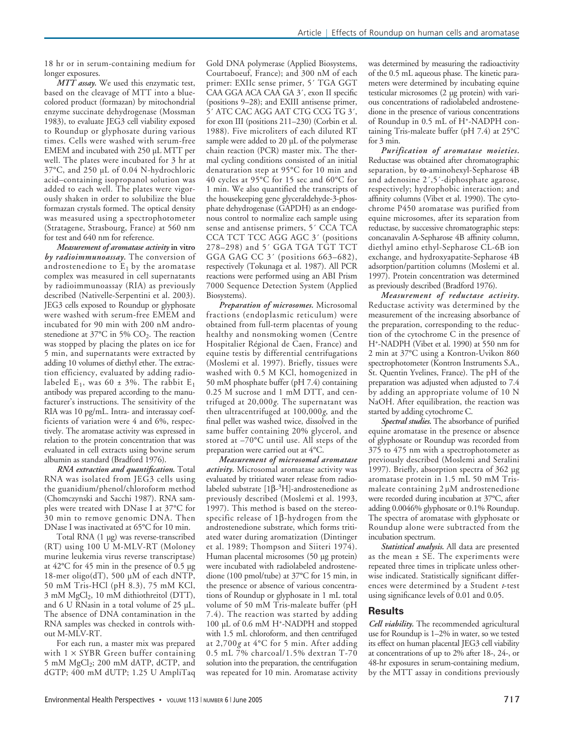18 hr or in serum-containing medium for longer exposures.

***MTT assay.*** We used this enzymatic test, based on the cleavage of MTT into a blue-colored product (formazan) by mitochondrial enzyme succinate dehydrogenase (Mossman 1983), to evaluate JEG3 cell viability exposed to Roundup or glyphosate during various times. Cells were washed with serum-free EMEM and incubated with 250 µL MTT per well. The plates were incubated for 3 hr at 37°C, and 250 µL of 0.04 N-hydrochloric acid–containing isopropanol solution was added to each well. The plates were vigorously shaken in order to solubilize the blue formazan crystals formed. The optical density was measured using a spectrophotometer (Stratagene, Strasbourg, France) at 560 nm for test and 640 nm for reference.

***Measurement of aromatase activity* in vitro *by radioimmunoassay.*** The conversion of androstenedione to $E_1$ by the aromatase complex was measured in cell supernatants by radioimmunoassay (RIA) as previously described (Nativelle-Serpentini et al. 2003). JEG3 cells exposed to Roundup or glyphosate were washed with serum-free EMEM and incubated for 90 min with 200 nM androstenedione at 37°C in 5% $CO_2$. The reaction was stopped by placing the plates on ice for 5 min, and supernatants were extracted by adding 10 volumes of diethyl ether. The extraction efficiency, evaluated by adding radiolabeled $E_1$, was 60 ± 3%. The rabbit $E_1$ antibody was prepared according to the manufacturer's instructions. The sensitivity of the RIA was 10 pg/mL. Intra- and interassay coefficients of variation were 4 and 6%, respectively. The aromatase activity was expressed in relation to the protein concentration that was evaluated in cell extracts using bovine serum albumin as standard (Bradford 1976).

***RNA extraction and quantification.*** Total RNA was isolated from JEG3 cells using the guanidium/phenol/chloroform method (Chomczynski and Sacchi 1987). RNA samples were treated with DNase I at 37°C for 30 min to remove genomic DNA. Then DNase I was inactivated at 65°C for 10 min.

Total RNA (1 µg) was reverse-transcribed (RT) using 100 U M-MLV-RT (Moloney murine leukemia virus reverse transcriptase) at 42°C for 45 min in the presence of 0.5 µg 18-mer oligo(dT), 500 µM of each dNTP, 50 mM Tris-HCl (pH 8.3), 75 mM KCl, 3 mM $MgCl_2$, 10 mM dithiothreitol (DTT), and 6 U RNasin in a total volume of 25 µL. The absence of DNA contamination in the RNA samples was checked in controls without M-MLV-RT.

For each run, a master mix was prepared with 1 × SYBR Green buffer containing 5 mM $MgCl_2$; 200 mM dATP, dCTP, and dGTP; 400 mM dUTP; 1.25 U AmpliTaq Gold DNA polymerase (Applied Biosystems, Courtaboeuf, France); and 300 nM of each primer: EXIIc sense primer, 5′ TGA GGT CAA GGA ACA CAA GA 3′, exon II specific (positions 9–28); and EXIII antisense primer, 5′ ATC CAC AGG AAT CTG CCG TG 3′, for exon III (positions 211–230) (Corbin et al. 1988). Five microliters of each diluted RT sample were added to 20 µL of the polymerase chain reaction (PCR) master mix. The thermal cycling conditions consisted of an initial denaturation step at 95°C for 10 min and 40 cycles at 95°C for 15 sec and 60°C for 1 min. We also quantified the transcripts of the housekeeping gene glyceraldehyde-3-phosphate dehydrogenase (GAPDH) as an endogenous control to normalize each sample using sense and antisense primers, 5′ CCA TCA CCA TCT TCC AGG AGC 3′ (positions 278–298) and 5′ GGA TGA TGT TCT GGA GAG CC 3′ (positions 663–682), respectively (Tokunaga et al. 1987). All PCR reactions were performed using an ABI Prism 7000 Sequence Detection System (Applied Biosystems).

***Preparation of microsomes.*** Microsomal fractions (endoplasmic reticulum) were obtained from full-term placentas of young healthy and nonsmoking women (Centre Hospitalier Régional de Caen, France) and equine testis by differential centrifugations (Moslemi et al. 1997). Briefly, tissues were washed with 0.5 M KCl, homogenized in 50 mM phosphate buffer (pH 7.4) containing 0.25 M sucrose and 1 mM DTT, and centrifuged at 20,000*g*. The supernatant was then ultracentrifuged at 100,000*g*, and the final pellet was washed twice, dissolved in the same buffer containing 20% glycerol, and stored at –70°C until use. All steps of the preparation were carried out at 4°C.

***Measurement of microsomal aromatase activity.*** Microsomal aromatase activity was evaluated by tritiated water release from radiolabeled substrate [1β-$^3$H]-androstenedione as previously described (Moslemi et al. 1993, 1997). This method is based on the stereospecific release of 1β-hydrogen from the androstenedione substrate, which forms tritiated water during aromatization (Dintinger et al. 1989; Thompson and Siiteri 1974). Human placental microsomes (50 µg protein) were incubated with radiolabeled androstenedione (100 pmol/tube) at 37°C for 15 min, in the presence or absence of various concentrations of Roundup or glyphosate in 1 mL total volume of 50 mM Tris-maleate buffer (pH 7.4). The reaction was started by adding 100 µL of 0.6 mM $H^+$-NADPH and stopped with 1.5 mL chloroform, and then centrifuged at 2,700*g* at 4°C for 5 min. After adding 0.5 mL 7% charcoal/1.5% dextran T-70 solution into the preparation, the centrifugation was repeated for 10 min. Aromatase activity was determined by measuring the radioactivity of the 0.5 mL aqueous phase. The kinetic parameters were determined by incubating equine testicular microsomes (2 µg protein) with various concentrations of radiolabeled androstenedione in the presence of various concentrations of Roundup in 0.5 mL of $H^+$-NADPH containing Tris-maleate buffer (pH 7.4) at 25°C for 3 min.

***Purification of aromatase moieties.*** Reductase was obtained after chromatographic separation, by ω-aminohexyl-Sepharose 4B and adenosine 2′,5′-diphosphate agarose, respectively; hydrophobic interaction; and affinity columns (Vibet et al. 1990). The cytochrome P450 aromatase was purified from equine microsomes, after its separation from reductase, by successive chromatographic steps: concanavalin A-Sepharose 4B affinity column, diethyl amino ethyl-Sepharose CL-6B ion exchange, and hydroxyapatite-Sepharose 4B adsorption/partition columns (Moslemi et al. 1997). Protein concentration was determined as previously described (Bradford 1976).

***Measurement of reductase activity.*** Reductase activity was determined by the measurement of the increasing absorbance of the preparation, corresponding to the reduction of the cytochrome C in the presence of $H^+$-NADPH (Vibet et al. 1990) at 550 nm for 2 min at 37°C using a Kontron-Uvikon 860 spectrophotometer (Kontron Instruments S.A., St. Quentin Yvelines, France). The pH of the preparation was adjusted when adjusted to 7.4 by adding an appropriate volume of 10 N NaOH. After equilibration, the reaction was started by adding cytochrome C.

***Spectral studies.*** The absorbance of purified equine aromatase in the presence or absence of glyphosate or Roundup was recorded from 375 to 475 nm with a spectrophotometer as previously described (Moslemi and Seralini 1997). Briefly, absorption spectra of 362 µg aromatase protein in 1.5 mL 50 mM Tris-maleate containing 2 µM androstenedione were recorded during incubation at 37°C, after adding 0.0046% glyphosate or 0.1% Roundup. The spectra of aromatase with glyphosate or Roundup alone were subtracted from the incubation spectrum.

***Statistical analysis.*** All data are presented as the mean ± SE. The experiments were repeated three times in triplicate unless otherwise indicated. Statistically significant differences were determined by a Student *t*-test using significance levels of 0.01 and 0.05.

## Results

***Cell viability.*** The recommended agricultural use for Roundup is 1–2% in water, so we tested its effect on human placental JEG3 cell viability at concentrations of up to 2% after 18-, 24-, or 48-hr exposures in serum-containing medium, by the MTT assay in conditions previously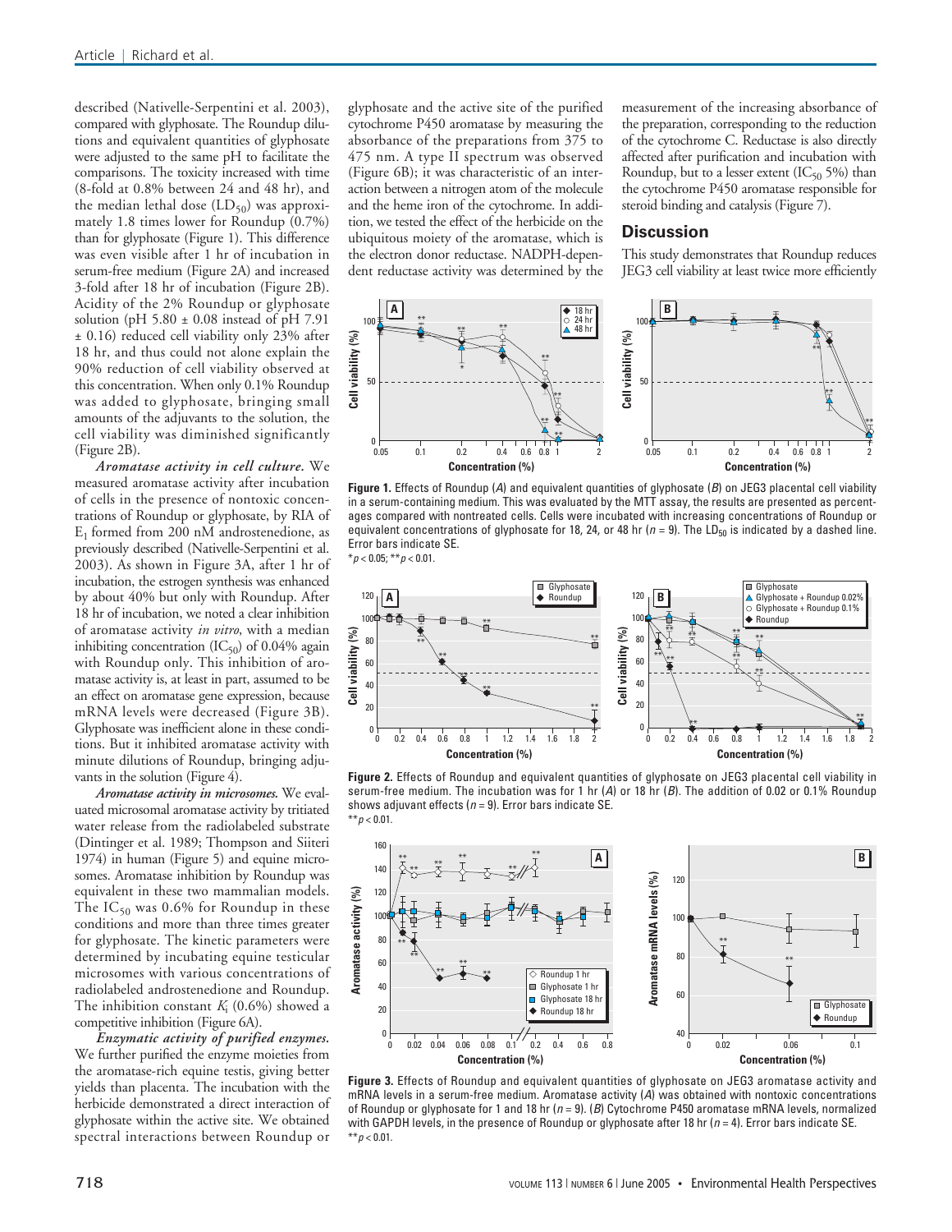described (Nativelle-Serpentini et al. 2003), compared with glyphosate. The Roundup dilutions and equivalent quantities of glyphosate were adjusted to the same pH to facilitate the comparisons. The toxicity increased with time (8-fold at 0.8% between 24 and 48 hr), and the median lethal dose ($LD_{50}$) was approximately 1.8 times lower for Roundup (0.7%) than for glyphosate (Figure 1). This difference was even visible after 1 hr of incubation in serum-free medium (Figure 2A) and increased 3-fold after 18 hr of incubation (Figure 2B). Acidity of the 2% Roundup or glyphosate solution (pH 5.80 ± 0.08 instead of pH 7.91 ± 0.16) reduced cell viability only 23% after 18 hr, and thus could not alone explain the 90% reduction of cell viability observed at this concentration. When only 0.1% Roundup was added to glyphosate, bringing small amounts of the adjuvants to the solution, the cell viability was diminished significantly (Figure 2B).

***Aromatase activity in cell culture.*** We measured aromatase activity after incubation of cells in the presence of nontoxic concentrations of Roundup or glyphosate, by RIA of $E_1$ formed from 200 nM androstenedione, as previously described (Nativelle-Serpentini et al. 2003). As shown in Figure 3A, after 1 hr of incubation, the estrogen synthesis was enhanced by about 40% but only with Roundup. After 18 hr of incubation, we noted a clear inhibition of aromatase activity *in vitro*, with a median inhibiting concentration ($IC_{50}$) of 0.04% again with Roundup only. This inhibition of aromatase activity is, at least in part, assumed to be an effect on aromatase gene expression, because mRNA levels were decreased (Figure 3B). Glyphosate was inefficient alone in these conditions. But it inhibited aromatase activity with minute dilutions of Roundup, bringing adjuvants in the solution (Figure 4).

***Aromatase activity in microsomes.*** We evaluated microsomal aromatase activity by tritiated water release from the radiolabeled substrate (Dintinger et al. 1989; Thompson and Siiteri 1974) in human (Figure 5) and equine microsomes. Aromatase inhibition by Roundup was equivalent in these two mammalian models. The $IC_{50}$ was 0.6% for Roundup in these conditions and more than three times greater for glyphosate. The kinetic parameters were determined by incubating equine testicular microsomes with various concentrations of radiolabeled androstenedione and Roundup. The inhibition constant $K_i$ (0.6%) showed a competitive inhibition (Figure 6A).

***Enzymatic activity of purified enzymes.*** We further purified the enzyme moieties from the aromatase-rich equine testis, giving better yields than placenta. The incubation with the herbicide demonstrated a direct interaction of glyphosate within the active site. We obtained spectral interactions between Roundup or glyphosate and the active site of the purified cytochrome P450 aromatase by measuring the absorbance of the preparations from 375 to 475 nm. A type II spectrum was observed (Figure 6B); it was characteristic of an interaction between a nitrogen atom of the molecule and the heme iron of the cytochrome. In addition, we tested the effect of the herbicide on the ubiquitous moiety of the aromatase, which is the electron donor reductase. NADPH-dependent reductase activity was determined by the measurement of the increasing absorbance of the preparation, corresponding to the reduction of the cytochrome C. Reductase is also directly affected after purification and incubation with Roundup, but to a lesser extent ($IC_{50}$ 5%) than the cytochrome P450 aromatase responsible for steroid binding and catalysis (Figure 7).

## Discussion

This study demonstrates that Roundup reduces JEG3 cell viability at least twice more efficiently

**Figure 1.** Effects of Roundup (*A*) and equivalent quantities of glyphosate (*B*) on JEG3 placental cell viability in a serum-containing medium. This was evaluated by the MTT assay, the results are presented as percentages compared with nontreated cells. Cells were incubated with increasing concentrations of Roundup or equivalent concentrations of glyphosate for 18, 24, or 48 hr ($n = 9$). The $LD_{50}$ is indicated by a dashed line. Error bars indicate SE.
*$p < 0.05$; **$p < 0.01$.

**Figure 2.** Effects of Roundup and equivalent quantities of glyphosate on JEG3 placental cell viability in serum-free medium. The incubation was for 1 hr (*A*) or 18 hr (*B*). The addition of 0.02 or 0.1% Roundup shows adjuvant effects ($n = 9$). Error bars indicate SE.
**$p < 0.01$.

**Figure 3.** Effects of Roundup and equivalent quantities of glyphosate on JEG3 aromatase activity and mRNA levels in a serum-free medium. Aromatase activity (*A*) was obtained with nontoxic concentrations of Roundup or glyphosate for 1 and 18 hr ($n = 9$). (*B*) Cytochrome P450 aromatase mRNA levels, normalized with GAPDH levels, in the presence of Roundup or glyphosate after 18 hr ($n = 4$). Error bars indicate SE.
**$p < 0.01$.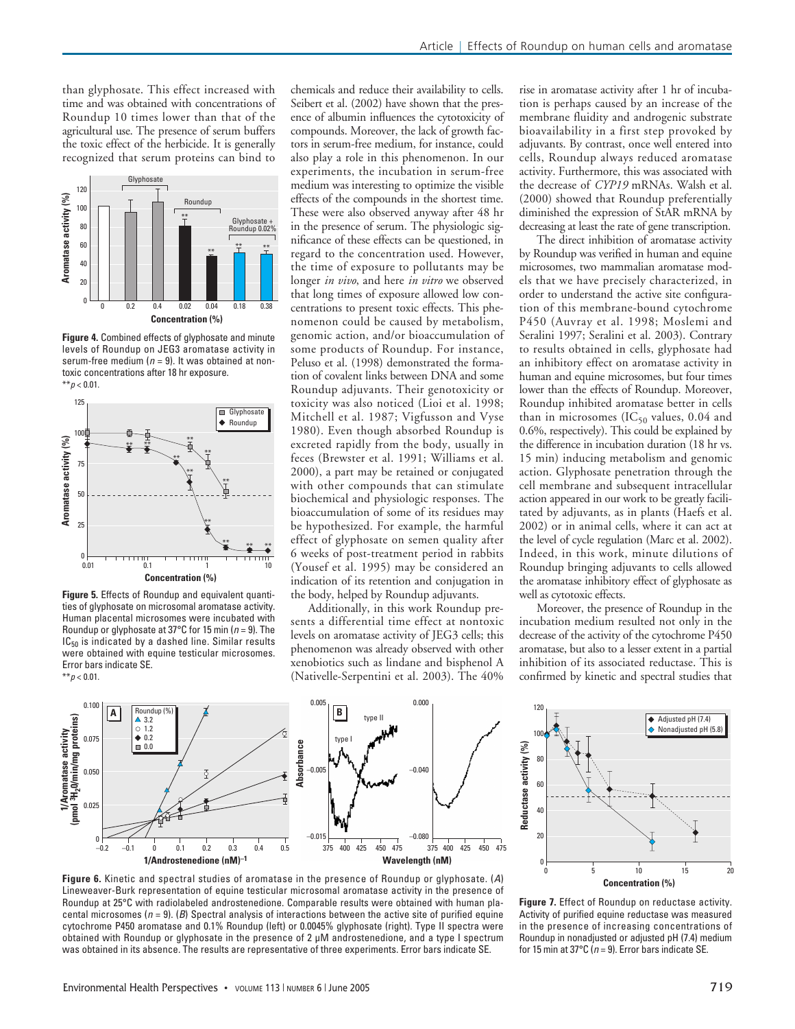than glyphosate. This effect increased with time and was obtained with concentrations of Roundup 10 times lower than that of the agricultural use. The presence of serum buffers the toxic effect of the herbicide. It is generally recognized that serum proteins can bind to chemicals and reduce their availability to cells. Seibert et al. (2002) have shown that the presence of albumin influences the cytotoxicity of compounds. Moreover, the lack of growth factors in serum-free medium, for instance, could also play a role in this phenomenon. In our experiments, the incubation in serum-free medium was interesting to optimize the visible effects of the compounds in the shortest time. These were also observed anyway after 48 hr in the presence of serum. The physiologic significance of these effects can be questioned, in regard to the concentration used. However, the time of exposure to pollutants may be longer *in vivo*, and here *in vitro* we observed that long times of exposure allowed low concentrations to present toxic effects. This phenomenon could be caused by metabolism, genomic action, and/or bioaccumulation of some products of Roundup. For instance, Peluso et al. (1998) demonstrated the formation of covalent links between DNA and some Roundup adjuvants. Their genotoxicity or toxicity was also noticed (Lioi et al. 1998; Mitchell et al. 1987; Vigfusson and Vyse 1980). Even though absorbed Roundup is excreted rapidly from the body, usually in feces (Brewster et al. 1991; Williams et al. 2000), a part may be retained or conjugated with other compounds that can stimulate biochemical and physiologic responses. The bioaccumulation of some of its residues may be hypothesized. For example, the harmful effect of glyphosate on semen quality after 6 weeks of post-treatment period in rabbits (Yousef et al. 1995) may be considered an indication of its retention and conjugation in the body, helped by Roundup adjuvants.

Additionally, in this work Roundup presents a differential time effect at nontoxic levels on aromatase activity of JEG3 cells; this phenomenon was already observed with other xenobiotics such as lindane and bisphenol A (Nativelle-Serpentini et al. 2003). The 40% rise in aromatase activity after 1 hr of incubation is perhaps caused by an increase of the membrane fluidity and androgenic substrate bioavailability in a first step provoked by adjuvants. By contrast, once well entered into cells, Roundup always reduced aromatase activity. Furthermore, this was associated with the decrease of *CYP19* mRNAs. Walsh et al. (2000) showed that Roundup preferentially diminished the expression of StAR mRNA by decreasing at least the rate of gene transcription.

The direct inhibition of aromatase activity by Roundup was verified in human and equine microsomes, two mammalian aromatase models that we have precisely characterized, in order to understand the active site configuration of this membrane-bound cytochrome P450 (Auvray et al. 1998; Moslemi and Seralini 1997; Seralini et al. 2003). Contrary to results obtained in cells, glyphosate had an inhibitory effect on aromatase activity in human and equine microsomes, but four times lower than the effects of Roundup. Moreover, Roundup inhibited aromatase better in cells than in microsomes ($IC_{50}$ values, 0.04 and 0.6%, respectively). This could be explained by the difference in incubation duration (18 hr vs. 15 min) inducing metabolism and genomic action. Glyphosate penetration through the cell membrane and subsequent intracellular action appeared in our work to be greatly facilitated by adjuvants, as in plants (Haefs et al. 2002) or in animal cells, where it can act at the level of cycle regulation (Marc et al. 2002). Indeed, in this work, minute dilutions of Roundup bringing adjuvants to cells allowed the aromatase inhibitory effect of glyphosate as well as cytotoxic effects.

Moreover, the presence of Roundup in the incubation medium resulted not only in the decrease of the activity of the cytochrome P450 aromatase, but also to a lesser extent in a partial inhibition of its associated reductase. This is confirmed by kinetic and spectral studies that

**Figure 4.** Combined effects of glyphosate and minute levels of Roundup on JEG3 aromatase activity in serum-free medium ($n = 9$). It was obtained at nontoxic concentrations after 18 hr exposure. $^{**}p < 0.01$.

**Figure 5.** Effects of Roundup and equivalent quantities of glyphosate on microsomal aromatase activity. Human placental microsomes were incubated with Roundup or glyphosate at 37°C for 15 min ($n = 9$). The $IC_{50}$ is indicated by a dashed line. Similar results were obtained with equine testicular microsomes. Error bars indicate SE. $^{**}p < 0.01$.

**Figure 6.** Kinetic and spectral studies of aromatase in the presence of Roundup or glyphosate. (*A*) Lineweaver-Burk representation of equine testicular microsomal aromatase activity in the presence of Roundup at 25°C with radiolabeled androstenedione. Comparable results were obtained with human placental microsomes ($n = 9$). (*B*) Spectral analysis of interactions between the active site of purified equine cytochrome P450 aromatase and 0.1% Roundup (left) or 0.0045% glyphosate (right). Type II spectra were obtained with Roundup or glyphosate in the presence of 2 µM androstenedione, and a type I spectrum was obtained in its absence. The results are representative of three experiments. Error bars indicate SE.

**Figure 7.** Effect of Roundup on reductase activity. Activity of purified equine reductase was measured in the presence of increasing concentrations of Roundup in nonadjusted or adjusted pH (7.4) medium for 15 min at 37°C ($n = 9$). Error bars indicate SE.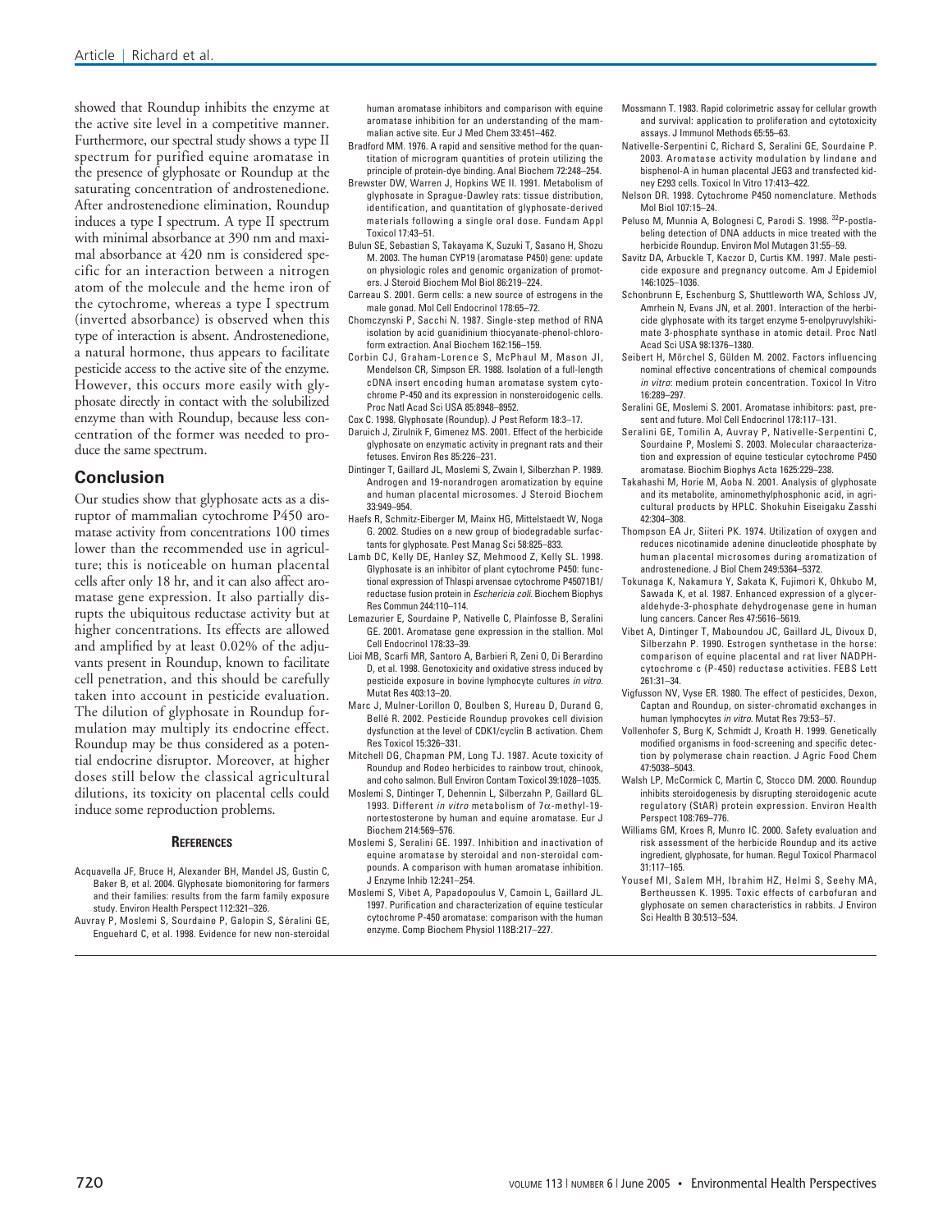showed that Roundup inhibits the enzyme at the active site level in a competitive manner. Furthermore, our spectral study shows a type II spectrum for purified equine aromatase in the presence of glyphosate or Roundup at the saturating concentration of androstenedione. After androstenedione elimination, Roundup induces a type I spectrum. A type II spectrum with minimal absorbance at 390 nm and maximal absorbance at 420 nm is considered specific for an interaction between a nitrogen atom of the molecule and the heme iron of the cytochrome, whereas a type I spectrum (inverted absorbance) is observed when this type of interaction is absent. Androstenedione, a natural hormone, thus appears to facilitate pesticide access to the active site of the enzyme. However, this occurs more easily with glyphosate directly in contact with the solubilized enzyme than with Roundup, because less concentration of the former was needed to produce the same spectrum.

## Conclusion

Our studies show that glyphosate acts as a disruptor of mammalian cytochrome P450 aromatase activity from concentrations 100 times lower than the recommended use in agriculture; this is noticeable on human placental cells after only 18 hr, and it can also affect aromatase gene expression. It also partially disrupts the ubiquitous reductase activity but at higher concentrations. Its effects are allowed and amplified by at least 0.02% of the adjuvants present in Roundup, known to facilitate cell penetration, and this should be carefully taken into account in pesticide evaluation. The dilution of glyphosate in Roundup formulation may multiply its endocrine effect. Roundup may be thus considered as a potential endocrine disruptor. Moreover, at higher doses still below the classical agricultural dilutions, its toxicity on placental cells could induce some reproduction problems.

### References

Acquavella JF, Bruce H, Alexander BH, Mandel JS, Gustin C, Baker B, et al. 2004. Glyphosate biomonitoring for farmers and their families: results from the farm family exposure study. Environ Health Perspect 112:321–326.

Auvray P, Moslemi S, Sourdaine P, Galopin S, Séralini GE, Enguehard C, et al. 1998. Evidence for new non-steroidal human aromatase inhibitors and comparison with equine aromatase inhibition for an understanding of the mammalian active site. Eur J Med Chem 33:451–462.

Bradford MM. 1976. A rapid and sensitive method for the quantitation of microgram quantities of protein utilizing the principle of protein-dye binding. Anal Biochem 72:248–254.

Brewster DW, Warren J, Hopkins WE II. 1991. Metabolism of glyphosate in Sprague-Dawley rats: tissue distribution, identification, and quantitation of glyphosate-derived materials following a single oral dose. Fundam Appl Toxicol 17:43–51.

Bulun SE, Sebastian S, Takayama K, Suzuki T, Sasano H, Shozu M. 2003. The human CYP19 (aromatase P450) gene: update on physiologic roles and genomic organization of promoters. J Steroid Biochem Mol Biol 86:219–224.

Carreau S. 2001. Germ cells: a new source of estrogens in the male gonad. Mol Cell Endocrinol 178:65–72.

Chomczynski P, Sacchi N. 1987. Single-step method of RNA isolation by acid guanidinium thiocyanate-phenol-chloroform extraction. Anal Biochem 162:156–159.

Corbin CJ, Graham-Lorence S, McPhaul M, Mason JI, Mendelson CR, Simpson ER. 1988. Isolation of a full-length cDNA insert encoding human aromatase system cytochrome P-450 and its expression in nonsteroidogenic cells. Proc Natl Acad Sci USA 85:8948–8952.

Cox C. 1998. Glyphosate (Roundup). J Pest Reform 18:3–17.

Daruich J, Zirulnik F, Gimenez MS. 2001. Effect of the herbicide glyphosate on enzymatic activity in pregnant rats and their fetuses. Environ Res 85:226–231.

Dintinger T, Gaillard JL, Moslemi S, Zwain I, Silberzhan P. 1989. Androgen and 19-norandrogen aromatization by equine and human placental microsomes. J Steroid Biochem 33:949–954.

Haefs R, Schmitz-Eiberger M, Mainx HG, Mittelstaedt W, Noga G. 2002. Studies on a new group of biodegradable surfactants for glyphosate. Pest Manag Sci 58:825–833.

Lamb DC, Kelly DE, Hanley SZ, Mehmood Z, Kelly SL. 1998. Glyphosate is an inhibitor of plant cytochrome P450: functional expression of Thlaspi arvensae cytochrome P45071B1/reductase fusion protein in *Eschericia coli*. Biochem Biophys Res Commun 244:110–114.

Lemazurier E, Sourdaine P, Nativelle C, Plainfosse B, Seralini GE. 2001. Aromatase gene expression in the stallion. Mol Cell Endocrinol 178:33–39.

Lioi MB, Scarfi MR, Santoro A, Barbieri R, Zeni O, Di Berardino D, et al. 1998. Genotoxicity and oxidative stress induced by pesticide exposure in bovine lymphocyte cultures *in vitro*. Mutat Res 403:13–20.

Marc J, Mulner-Lorillon O, Boulben S, Hureau D, Durand G, Bellé R. 2002. Pesticide Roundup provokes cell division dysfunction at the level of CDK1/cyclin B activation. Chem Res Toxicol 15:326–331.

Mitchell DG, Chapman PM, Long TJ. 1987. Acute toxicity of Roundup and Rodeo herbicides to rainbow trout, chinook, and coho salmon. Bull Environ Contam Toxicol 39:1028–1035.

Moslemi S, Dintinger T, Dehennin L, Silberzahn P, Gaillard GL. 1993. Different *in vitro* metabolism of 7$\alpha$-methyl-19-nortestosterone by human and equine aromatase. Eur J Biochem 214:569–576.

Moslemi S, Seralini GE. 1997. Inhibition and inactivation of equine aromatase by steroidal and non-steroidal compounds. A comparison with human aromatase inhibition. J Enzyme Inhib 12:241–254.

Moslemi S, Vibet A, Papadopoulus V, Camoin L, Gaillard JL. 1997. Purification and characterization of equine testicular cytochrome P-450 aromatase: comparison with the human enzyme. Comp Biochem Physiol 118B:217–227.

Mossmann T. 1983. Rapid colorimetric assay for cellular growth and survival: application to proliferation and cytotoxicity assays. J Immunol Methods 65:55–63.

Nativelle-Serpentini C, Richard S, Seralini GE, Sourdaine P. 2003. Aromatase activity modulation by lindane and bisphenol-A in human placental JEG3 and transfected kidney E293 cells. Toxicol In Vitro 17:413–422.

Nelson DR. 1998. Cytochrome P450 nomenclature. Methods Mol Biol 107:15–24.

Peluso M, Munnia A, Bolognesi C, Parodi S. 1998. $^{32}$P-postlabeling detection of DNA adducts in mice treated with the herbicide Roundup. Environ Mol Mutagen 31:55–59.

Savitz DA, Arbuckle T, Kaczor D, Curtis KM. 1997. Male pesticide exposure and pregnancy outcome. Am J Epidemiol 146:1025–1036.

Schonbrunn E, Eschenburg S, Shuttleworth WA, Schloss JV, Amrhein N, Evans JN, et al. 2001. Interaction of the herbicide glyphosate with its target enzyme 5-enolpyruvylshikimate 3-phosphate synthase in atomic detail. Proc Natl Acad Sci USA 98:1376–1380.

Seibert H, Mörchel S, Gülden M. 2002. Factors influencing nominal effective concentrations of chemical compounds *in vitro*: medium protein concentration. Toxicol In Vitro 16:289–297.

Seralini GE, Moslemi S. 2001. Aromatase inhibitors: past, present and future. Mol Cell Endocrinol 178:117–131.

Seralini GE, Tomilin A, Auvray P, Nativelle-Serpentini C, Sourdaine P, Moslemi S. 2003. Molecular charaacterization and expression of equine testicular cytochrome P450 aromatase. Biochim Biophys Acta 1625:229–238.

Takahashi M, Horie M, Aoba N. 2001. Analysis of glyphosate and its metabolite, aminomethylphosphonic acid, in agricultural products by HPLC. Shokuhin Eiseigaku Zasshi 42:304–308.

Thompson EA Jr, Siiteri PK. 1974. Utilization of oxygen and reduces nicotinamide adenine dinucleotide phosphate by human placental microsomes during aromatization of androstenedione. J Biol Chem 249:5364–5372.

Tokunaga K, Nakamura Y, Sakata K, Fujimori K, Ohkubo M, Sawada K, et al. 1987. Enhanced expression of a glyceraldehyde-3-phosphate dehydrogenase gene in human lung cancers. Cancer Res 47:5616–5619.

Vibet A, Dintinger T, Maboundou JC, Gaillard JL, Divoux D, Silberzahn P. 1990. Estrogen synthetase in the horse: comparison of equine placental and rat liver NADPH-cytochrome c (P-450) reductase activities. FEBS Lett 261:31–34.

Vigfusson NV, Vyse ER. 1980. The effect of pesticides, Dexon, Captan and Roundup, on sister-chromatid exchanges in human lymphocytes *in vitro*. Mutat Res 79:53–57.

Vollenhofer S, Burg K, Schmidt J, Kroath H. 1999. Genetically modified organisms in food-screening and specific detection by polymerase chain reaction. J Agric Food Chem 47:5038–5043.

Walsh LP, McCormick C, Martin C, Stocco DM. 2000. Roundup inhibits steroidogenesis by disrupting steroidogenic acute regulatory (StAR) protein expression. Environ Health Perspect 108:769–776.

Williams GM, Kroes R, Munro IC. 2000. Safety evaluation and risk assessment of the herbicide Roundup and its active ingredient, glyphosate, for human. Regul Toxicol Pharmacol 31:117–165.

Yousef MI, Salem MH, Ibrahim HZ, Helmi S, Seehy MA, Bertheussen K. 1995. Toxic effects of carbofuran and glyphosate on semen characteristics in rabbits. J Environ Sci Health B 30:513–534.